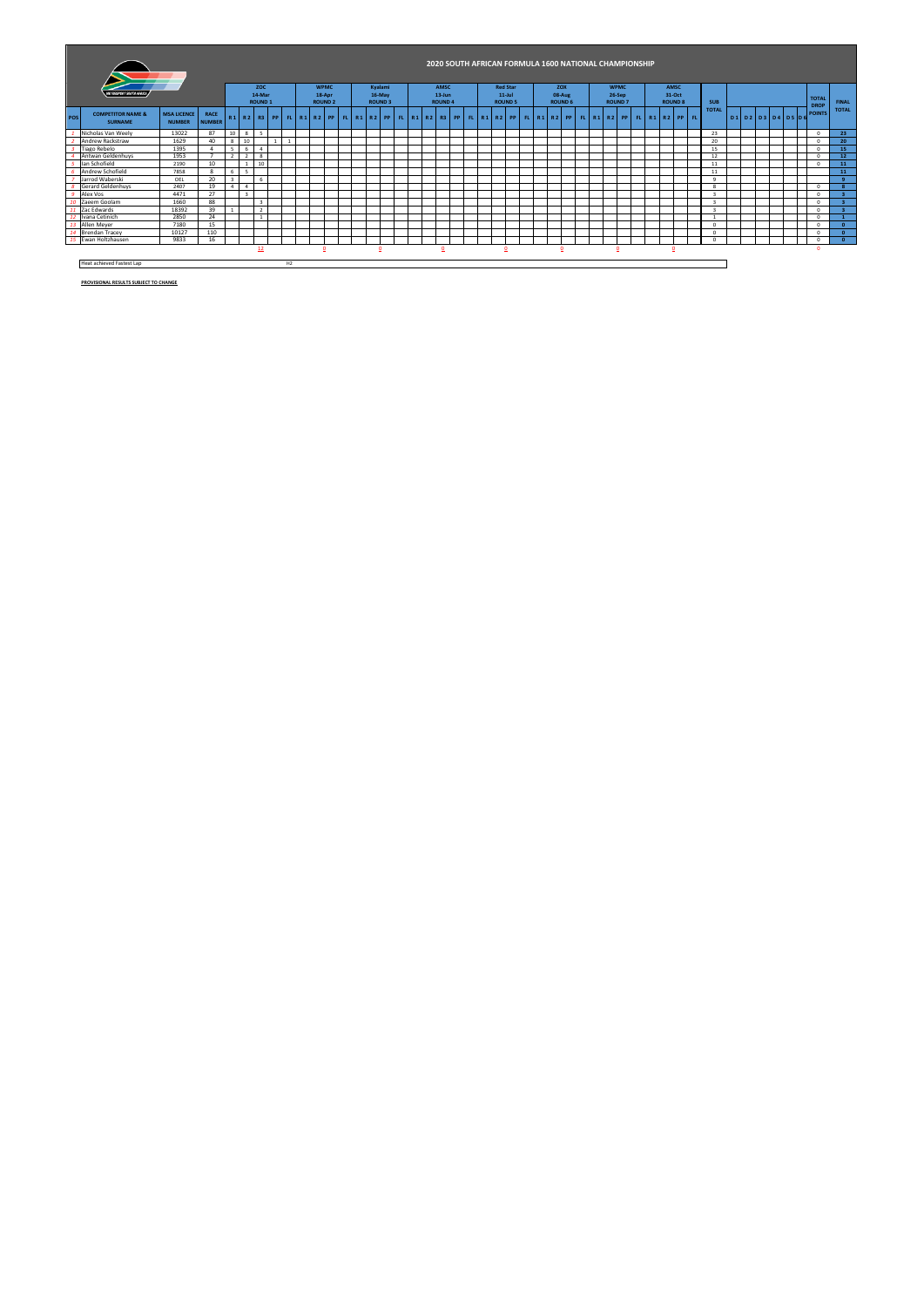# 2020 SOUTH AFRICAN FORMULA 1600 NATIONAL CHAMPIONSHIP

| POS | COMPETITOR NAME & SURNAME | MSA LICENCE NUMBER | RACE NUMBER | ZDC 14-Mar ROUND 1 | | | | | WPMC 18-Apr ROUND 2 | | | | Kyalami 16-May ROUND 3 | | | | AMSC 13-Jun ROUND 4 | | | | | Red Star 11-Jul ROUND 5 | | | | ZOX 08-Aug ROUND 6 | | | | WPMC 26-Sep ROUND 7 | | | | AMSC 31-Oct ROUND 8 | | | | SUB TOTAL | | | | | | | TOTAL DROP POINTS | FINAL TOTAL |
|---|---|---|---|---|---|---|---|---|---|---|---|---|---|---|---|---|---|---|---|---|---|---|---|---|---|---|---|---|---|---|---|---|---|---|---|---|---|---|---|---|---|---|---|---|---|---|
| | | | | R1 | R2 | R3 | PP | FL | R1 | R2 | PP | FL | R1 | R2 | PP | FL | R1 | R2 | R3 | PP | FL | R1 | R2 | PP | FL | R1 | R2 | PP | FL | R1 | R2 | PP | FL | R1 | R2 | PP | FL | | D1 | D2 | D3 | D4 | D5 | D6 | | |
| 1 | Nicholas Van Weely | 13022 | 87 | 10 | 8 | 5 | | | | | | | | | | | | | | | | | | | | | | | | | | | | | | | | 23 | | | | | | | 0 | 23 |
| 2 | Andrew Rackstraw | 1629 | 40 | 8 | 10 | | 1 | 1 | | | | | | | | | | | | | | | | | | | | | | | | | | | | | | 20 | | | | | | | 0 | 20 |
| 3 | Tiago Rebelo | 1395 | 4 | 5 | 6 | 4 | | | | | | | | | | | | | | | | | | | | | | | | | | | | | | | | 15 | | | | | | | 0 | 15 |
| 4 | Antwan Geldenhuys | 1953 | 7 | 2 | 2 | 8 | | | | | | | | | | | | | | | | | | | | | | | | | | | | | | | | 12 | | | | | | | 0 | 12 |
| 5 | Ian Schofield | 2190 | 10 | | 1 | 10 | | | | | | | | | | | | | | | | | | | | | | | | | | | | | | | | 11 | | | | | | | 0 | 11 |
| 6 | Andrew Schofield | 7858 | 8 | 6 | 5 | | | | | | | | | | | | | | | | | | | | | | | | | | | | | | | | | 11 | | | | | | | | 11 |
| 7 | Jarrod Waberski | OEL | 20 | 3 | | 6 | | | | | | | | | | | | | | | | | | | | | | | | | | | | | | | | 9 | | | | | | | 0 | 9 |
| 8 | Gerard Geldenhuys | 2407 | 19 | 4 | 4 | | | | | | | | | | | | | | | | | | | | | | | | | | | | | | | | | 8 | | | | | | | 0 | 8 |
| 9 | Alex Vos | 4471 | 27 | | 3 | | | | | | | | | | | | | | | | | | | | | | | | | | | | | | | | | 3 | | | | | | | 0 | 3 |
| 10 | Zaeem Goolam | 1660 | 88 | | | 3 | | | | | | | | | | | | | | | | | | | | | | | | | | | | | | | | 3 | | | | | | | 0 | 3 |
| 11 | Zac Edwards | 18392 | 39 | 1 | | 2 | | | | | | | | | | | | | | | | | | | | | | | | | | | | | | | | 3 | | | | | | | 0 | 3 |
| 12 | Ivana Cetinich | 2850 | 24 | | | 1 | | | | | | | | | | | | | | | | | | | | | | | | | | | | | | | | 1 | | | | | | | 0 | 1 |
| 13 | Allen Meyer | 7180 | 15 | | | | | | | | | | | | | | | | | | | | | | | | | | | | | | | | | | | 0 | | | | | | | 0 | 0 |
| 14 | Brendan Tracey | 10127 | 110 | | | | | | | | | | | | | | | | | | | | | | | | | | | | | | | | | | | 0 | | | | | | | 0 | 0 |
| 15 | Ewan Holtzhausen | 9833 | 16 | | | | | | | | | | | | | | | | | | | | | | | | | | | | | | | | | | | 0 | | | | | | | 0 | 0 |
| | | | | | | 13 | | | | 0 | | | | 0 | | | | | 0 | | | | 0 | | | | 0 | | | | 0 | | | | 0 | | | | | | | | | | 0 | |

Heat achieved Fastest Lap H2

**PROVISIONAL RESULTS SUBJECT TO CHANGE**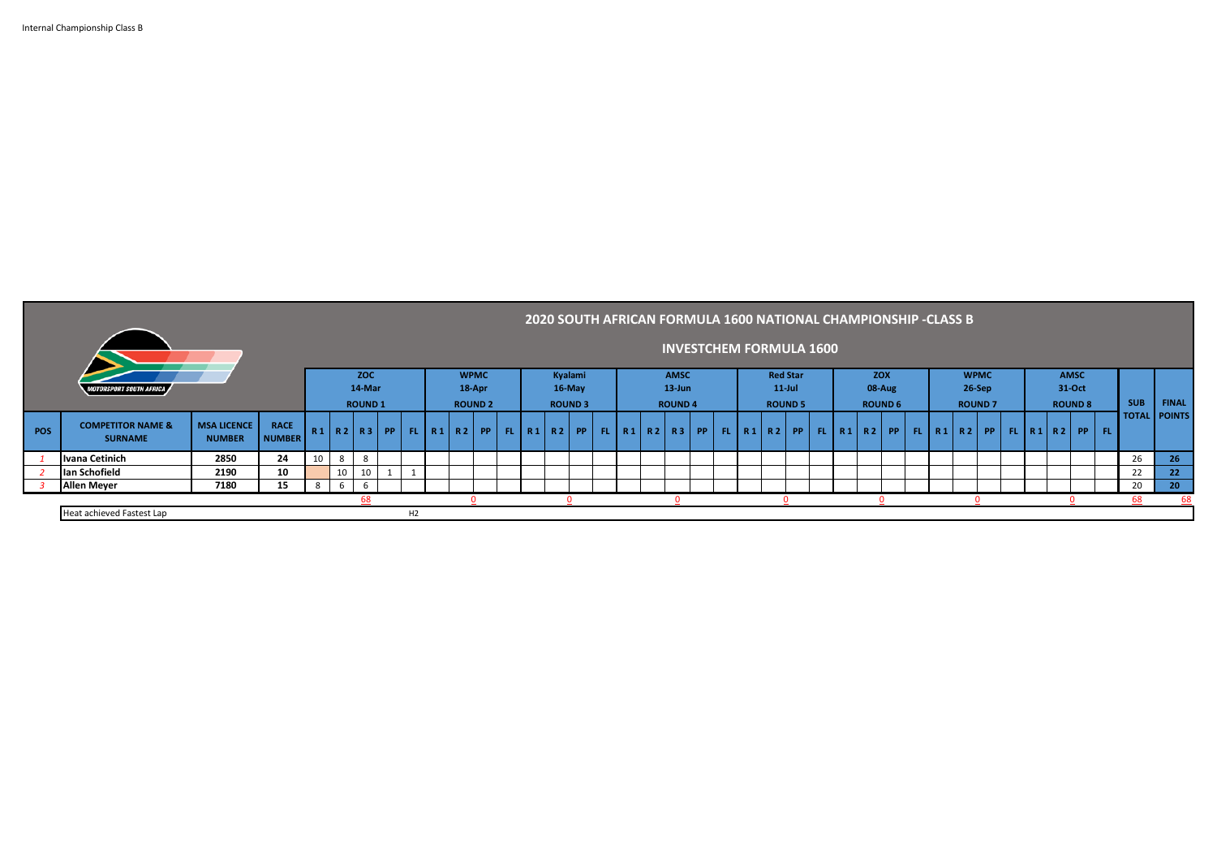Internal Championship Class B

# 2020 SOUTH AFRICAN FORMULA 1600 NATIONAL CHAMPIONSHIP -CLASS B

## INVESTCHEM FORMULA 1600

MOTORSPORT SOUTH AFRICA

| POS | COMPETITOR NAME & SURNAME | MSA LICENCE NUMBER | RACE NUMBER | ZOC 14-Mar ROUND 1 | | | | | WPMC 18-Apr ROUND 2 | | | | Kyalami 16-May ROUND 3 | | | | AMSC 13-Jun ROUND 4 | | | | | Red Star 11-Jul ROUND 5 | | | | ZOX 08-Aug ROUND 6 | | | | WPMC 26-Sep ROUND 7 | | | | AMSC 31-Oct ROUND 8 | | | | SUB TOTAL | FINAL POINTS |
|---|---|---|---|---|---|---|---|---|---|---|---|---|---|---|---|---|---|---|---|---|---|---|---|---|---|---|---|---|---|---|---|---|---|---|---|---|---|---|---|---|
| | | | | R 1 | R 2 | R 3 | PP | FL | R 1 | R 2 | PP | FL | R 1 | R 2 | PP | FL | R 1 | R 2 | R 3 | PP | FL | R 1 | R 2 | PP | FL | R 1 | R 2 | PP | FL | R 1 | R 2 | PP | FL | R 1 | R 2 | PP | FL | | |
| *1* | **Ivana Cetinich** | **2850** | **24** | 10 | 8 | 8 | | | | | | | | | | | | | | | | | | | | | | | | | | | | | | | | 26 | **26** |
| *2* | **Ian Schofield** | **2190** | **10** | | 10 | 10 | 1 | 1 | | | | | | | | | | | | | | | | | | | | | | | | | | | | | | 22 | **22** |
| *3* | **Allen Meyer** | **7180** | **15** | 8 | 6 | 6 | | | | | | | | | | | | | | | | | | | | | | | | | | | | | | | | 20 | **20** |
| | | | | | | 68 | | | | | 0 | | | | 0 | | | | 0 | | | | | 0 | | | | 0 | | | | 0 | | | | 0 | | 68 | 68 |

Heat achieved Fastest Lap — H2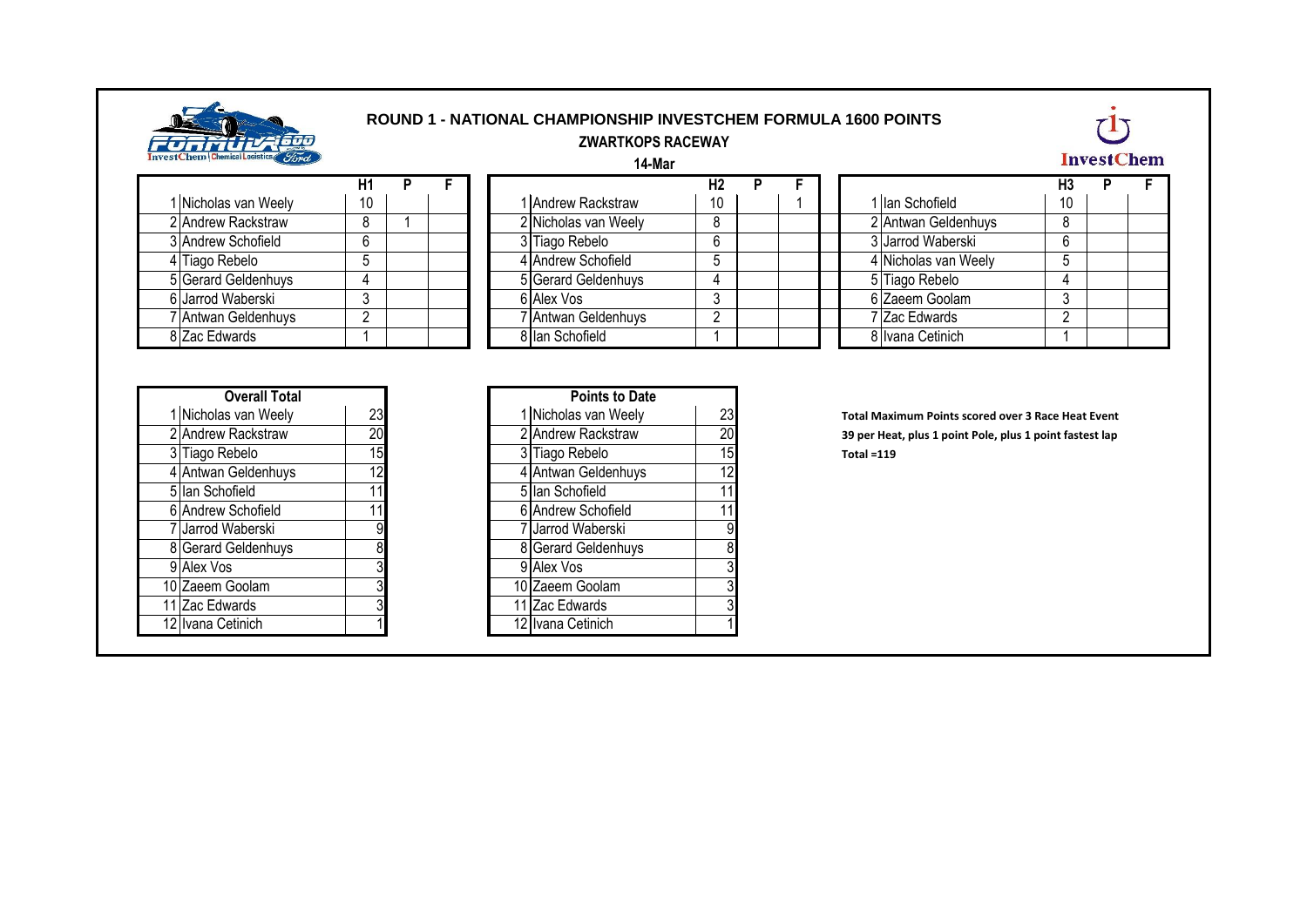## ROUND 1 - NATIONAL CHAMPIONSHIP INVESTCHEM FORMULA 1600 POINTS

### ZWARTKOPS RACEWAY

**14-Mar**

| | | H1 | P | F |
|---|---|---|---|---|
| 1 | Nicholas van Weely | 10 | | |
| 2 | Andrew Rackstraw | 8 | 1 | |
| 3 | Andrew Schofield | 6 | | |
| 4 | Tiago Rebelo | 5 | | |
| 5 | Gerard Geldenhuys | 4 | | |
| 6 | Jarrod Waberski | 3 | | |
| 7 | Antwan Geldenhuys | 2 | | |
| 8 | Zac Edwards | 1 | | |

| | | H2 | P | F |
|---|---|---|---|---|
| 1 | Andrew Rackstraw | 10 | | 1 |
| 2 | Nicholas van Weely | 8 | | |
| 3 | Tiago Rebelo | 6 | | |
| 4 | Andrew Schofield | 5 | | |
| 5 | Gerard Geldenhuys | 4 | | |
| 6 | Alex Vos | 3 | | |
| 7 | Antwan Geldenhuys | 2 | | |
| 8 | Ian Schofield | 1 | | |

| | | H3 | P | F |
|---|---|---|---|---|
| 1 | Ian Schofield | 10 | | |
| 2 | Antwan Geldenhuys | 8 | | |
| 3 | Jarrod Waberski | 6 | | |
| 4 | Nicholas van Weely | 5 | | |
| 5 | Tiago Rebelo | 4 | | |
| 6 | Zaeem Goolam | 3 | | |
| 7 | Zac Edwards | 2 | | |
| 8 | Ivana Cetinich | 1 | | |

| Overall Total | | |
|---|---|---|
| 1 | Nicholas van Weely | 23 |
| 2 | Andrew Rackstraw | 20 |
| 3 | Tiago Rebelo | 15 |
| 4 | Antwan Geldenhuys | 12 |
| 5 | Ian Schofield | 11 |
| 6 | Andrew Schofield | 11 |
| 7 | Jarrod Waberski | 9 |
| 8 | Gerard Geldenhuys | 8 |
| 9 | Alex Vos | 3 |
| 10 | Zaeem Goolam | 3 |
| 11 | Zac Edwards | 3 |
| 12 | Ivana Cetinich | 1 |

| Points to Date | | |
|---|---|---|
| 1 | Nicholas van Weely | 23 |
| 2 | Andrew Rackstraw | 20 |
| 3 | Tiago Rebelo | 15 |
| 4 | Antwan Geldenhuys | 12 |
| 5 | Ian Schofield | 11 |
| 6 | Andrew Schofield | 11 |
| 7 | Jarrod Waberski | 9 |
| 8 | Gerard Geldenhuys | 8 |
| 9 | Alex Vos | 3 |
| 10 | Zaeem Goolam | 3 |
| 11 | Zac Edwards | 3 |
| 12 | Ivana Cetinich | 1 |

**Total Maximum Points scored over 3 Race Heat Event**
**39 per Heat, plus 1 point Pole, plus 1 point fastest lap**
**Total =119**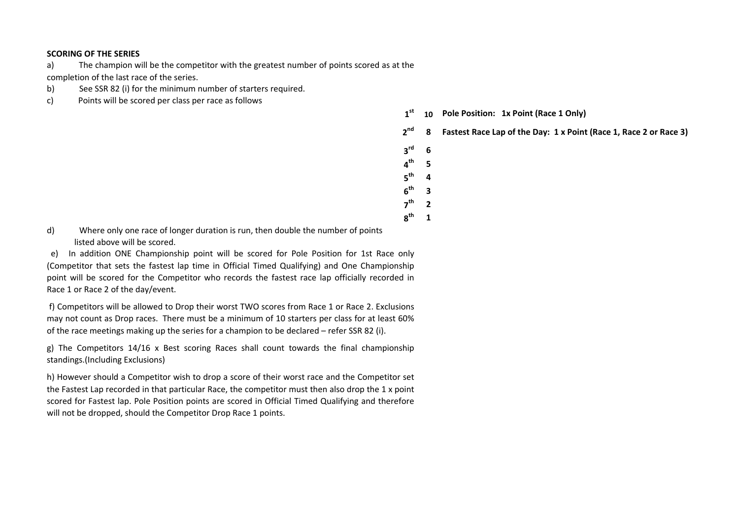**SCORING OF THE SERIES**

a) The champion will be the competitor with the greatest number of points scored as at the completion of the last race of the series.

b) See SSR 82 (i) for the minimum number of starters required.

c) Points will be scored per class per race as follows

| | | |
|---|---|---|
| **1st** | **10** | **Pole Position: 1x Point (Race 1 Only)** |
| **2nd** | **8** | **Fastest Race Lap of the Day: 1 x Point (Race 1, Race 2 or Race 3)** |
| **3rd** | **6** | |
| **4th** | **5** | |
| **5th** | **4** | |
| **6th** | **3** | |
| **7th** | **2** | |
| **8th** | **1** | |

d) Where only one race of longer duration is run, then double the number of points listed above will be scored.

e) In addition ONE Championship point will be scored for Pole Position for 1st Race only (Competitor that sets the fastest lap time in Official Timed Qualifying) and One Championship point will be scored for the Competitor who records the fastest race lap officially recorded in Race 1 or Race 2 of the day/event.

f) Competitors will be allowed to Drop their worst TWO scores from Race 1 or Race 2. Exclusions may not count as Drop races. There must be a minimum of 10 starters per class for at least 60% of the race meetings making up the series for a champion to be declared – refer SSR 82 (i).

g) The Competitors 14/16 x Best scoring Races shall count towards the final championship standings.(Including Exclusions)

h) However should a Competitor wish to drop a score of their worst race and the Competitor set the Fastest Lap recorded in that particular Race, the competitor must then also drop the 1 x point scored for Fastest lap. Pole Position points are scored in Official Timed Qualifying and therefore will not be dropped, should the Competitor Drop Race 1 points.